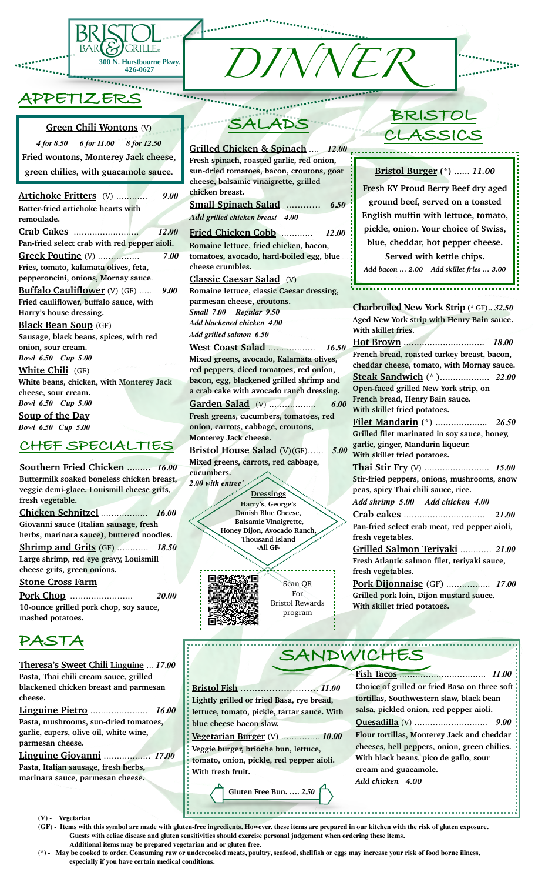BRISTOL BAR & GRILLE
300 N. Hurstbourne Pkwy.
426-0627

# DINNER

## APPETIZERS

**Green Chili Wontons** (V)
*4 for 8.50 6 for 11.00 8 for 12.50*
Fried wontons, Monterey Jack cheese, green chilies, with guacamole sauce.

**Artichoke Fritters** (V) ............ *9.00*
Batter-fried artichoke hearts with remoulade.

**Crab Cakes** ......................... *12.00*
Pan-fried select crab with red pepper aioli.

**Greek Poutine** (V) ................ *7.00*
Fries, tomato, kalamata olives, feta, pepperoncini, onions, Mornay sauce.

**Buffalo Cauliflower** (V) (GF) ..... *9.00*
Fried cauliflower, buffalo sauce, with Harry's house dressing.

**Black Bean Soup** (GF)
Sausage, black beans, spices, with red onion, sour cream.
*Bowl 6.50 Cup 5.00*

**White Chili** (GF)
White beans, chicken, with Monterey Jack cheese, sour cream.
*Bowl 6.50 Cup 5.00*

**Soup of the Day**
*Bowl 6.50 Cup 5.00*

## CHEF SPECIALTIES

**Southern Fried Chicken** ......... *16.00*
Buttermilk soaked boneless chicken breast, veggie demi-glace. Louismill cheese grits, fresh vegetable.

**Chicken Schnitzel** .................. *16.00*
Giovanni sauce (Italian sausage, fresh herbs, marinara sauce), buttered noodles.

**Shrimp and Grits** (GF) ............ *18.50*
Large shrimp, red eye gravy, Louismill cheese grits, green onions.

**Stone Cross Farm**

**Pork Chop** ........................ *20.00*
10-ounce grilled pork chop, soy sauce, mashed potatoes.

## PASTA

**Theresa's Sweet Chili Linguine** ... *17.00*
Pasta, Thai chili cream sauce, grilled blackened chicken breast and parmesan cheese.

**Linguine Pietro** ...................... *16.00*
Pasta, mushrooms, sun-dried tomatoes, garlic, capers, olive oil, white wine, parmesan cheese.

**Linguine Giovanni** .................. *17.00*
Pasta, Italian sausage, fresh herbs, marinara sauce, parmesan cheese.

## SALADS

**Grilled Chicken & Spinach** .... *12.00*
Fresh spinach, roasted garlic, red onion, sun-dried tomatoes, bacon, croutons, goat cheese, balsamic vinaigrette, grilled chicken breast.

**Small Spinach Salad** ............ *6.50*
*Add grilled chicken breast 4.00*

**Fried Chicken Cobb** ............ *12.00*
Romaine lettuce, fried chicken, bacon, tomatoes, avocado, hard-boiled egg, blue cheese crumbles.

**Classic Caesar Salad** (V)
Romaine lettuce, classic Caesar dressing, parmesan cheese, croutons.
*Small 7.00 Regular 9.50*
*Add blackened chicken 4.00*
*Add grilled salmon 6.50*

**West Coast Salad** .................. *16.50*
Mixed greens, avocado, Kalamata olives, red peppers, diced tomatoes, red onion, bacon, egg, blackened grilled shrimp and a crab cake with avocado ranch dressing.

**Garden Salad** (V) .................. *6.00*
Fresh greens, cucumbers, tomatoes, red onion, carrots, cabbage, croutons, Monterey Jack cheese.

**Bristol House Salad** (V)(GF)...... *5.00*
Mixed greens, carrots, red cabbage, cucumbers.
*2.00 with entree´*

**Dressings**
Harry's, George's
Danish Blue Cheese,
Balsamic Vinaigrette,
Honey Dijon, Avocado Ranch,
Thousand Island
-All GF-

Scan QR For Bristol Rewards program

## BRISTOL CLASSICS

**Bristol Burger** (*) ...... *11.00*
Fresh KY Proud Berry Beef dry aged ground beef, served on a toasted English muffin with lettuce, tomato, pickle, onion. Your choice of Swiss, blue, cheddar, hot pepper cheese. Served with kettle chips.
*Add bacon ... 2.00 Add skillet fries ... 3.00*

**Charbroiled New York Strip** (* GF).. *32.50*
Aged New York strip with Henry Bain sauce. With skillet fries.

**Hot Brown** ................................ *18.00*
French bread, roasted turkey breast, bacon, cheddar cheese, tomato, with Mornay sauce.

**Steak Sandwich** (* )................... *22.00*
Open-faced grilled New York strip, on French bread, Henry Bain sauce. With skillet fried potatoes.

**Filet Mandarin** (*) ................... *26.50*
Grilled filet marinated in soy sauce, honey, garlic, ginger, Mandarin liqueur. With skillet fried potatoes.

**Thai Stir Fry** (V) ......................... *15.00*
Stir-fried peppers, onions, mushrooms, snow peas, spicy Thai chili sauce, rice.
*Add shrimp 5.00 Add chicken 4.00*

**Crab cakes** ............................... *21.00*
Pan-fried select crab meat, red pepper aioli, fresh vegetables.

**Grilled Salmon Teriyaki** ............ *21.00*
Fresh Atlantic salmon filet, teriyaki sauce, fresh vegetables.

**Pork Dijonnaise** (GF) ................. *17.00*
Grilled pork loin, Dijon mustard sauce. With skillet fried potatoes.

## SANDWICHES

**Bristol Fish** ........................... *11.00*
Lightly grilled or fried Basa, rye bread, lettuce, tomato, pickle, tartar sauce. With blue cheese bacon slaw.

**Vegetarian Burger** (V) ............... *10.00*
Veggie burger, brioche bun, lettuce, tomato, onion, pickle, red pepper aioli. With fresh fruit.

Gluten Free Bun. .... *2.50*

**Fish Tacos** ................................. *11.00*
Choice of grilled or fried Basa on three soft tortillas, Southwestern slaw, black bean salsa, pickled onion, red pepper aioli.

**Quesadilla** (V) ............................ *9.00*
Flour tortillas, Monterey Jack and cheddar cheeses, bell peppers, onion, green chilies. With black beans, pico de gallo, sour cream and guacamole.
*Add chicken 4.00*

**(V) -** Vegetarian
**(GF) -** Items with this symbol are made with gluten-free ingredients. However, these items are prepared in our kitchen with the risk of gluten exposure. Guests with celiac disease and gluten sensitivities should exercise personal judgement when ordering these items. Additional items may be prepared vegetarian and or gluten free.
**(*) -** May be cooked to order. Consuming raw or undercooked meats, poultry, seafood, shellfish or eggs may increase your risk of food borne illness, especially if you have certain medical conditions.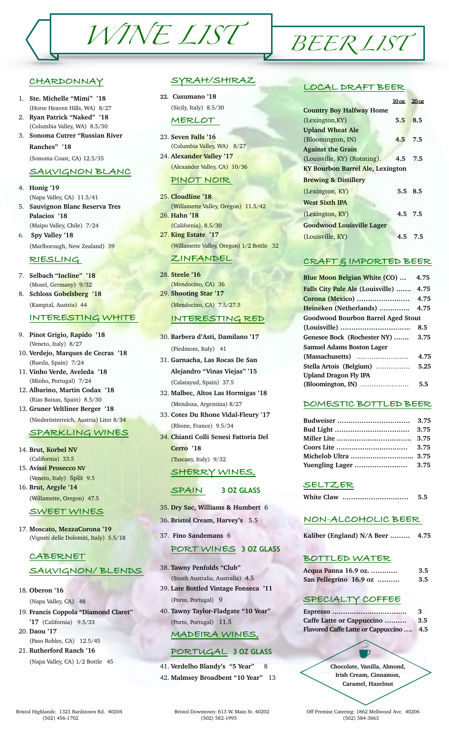# WINE LIST

## CHARDONNAY

1. **Ste. Michelle "Mimi" '18**
   (Horse Heaven Hills, WA) 8/27
2. **Ryan Patrick "Naked" '18**
   (Columbia Valley, WA) 8.5/30
3. **Sonoma Cutrer "Russian River Ranches" '18**
   (Sonoma Coast, CA) 12.5/35

## SAUVIGNON BLANC

4. **Honig '19**
   (Napa Valley, CA) 11.5/41
5. **Sauvignon Blanc Reserva Tres Palacios '18**
   (Maipo Valley, Chile) 7/24
6. **Spy Valley '18**
   (Marlborough, New Zealand) 39

## RIESLING

7. **Selbach "Incline" '18**
   (Mosel, Germany) 9/32
8. **Schloss Gobelsberg '18**
   (Kamptal, Austria) 44

## INTERESTING WHITE

9. **Pinot Grigio, Rapido '18**
   (Veneto, Italy) 8/27
10. **Verdejo, Marques de Cecras '18**
    (Rueda, Spain) 7/24
11. **Vinho Verde, Aveleda '18**
    (Minho, Portugal) 7/24
12. **Albarino, Martin Codax '18**
    (Rias Baixas, Spain) 8.5/30
13. **Gruner Veltliner Berger '18**
    (Niederösterreich, Austria) Liter 8/34

## SPARKLING WINES

14. **Brut, Korbel NV**
    (California) 33.5
15. **Avissi Prosecco NV**
    (Veneto, Italy) Split 9.5
16. **Brut, Argyle '14**
    (Willamette, Oregon) 47.5

## SWEET WINES

17. **Moscato, MezzaCorona '19**
    (Vigneti delle Dolomiti, Italy) 5.5/18

## CABERNET SAUVIGNON/ BLENDS

18. **Oberon '16**
    (Napa Valley, CA) 48
19. **Francis Coppola "Diamond Claret" '17** (California) 9.5/33
20. **Daou '17**
    (Paso Robles, CA) 12.5/45
21. **Rutherford Ranch '16**
    (Napa Valley, CA) 1/2 Bottle 45

## SYRAH/SHIRAZ

22. **Cusumano '18**
    (Sicily, Italy) 8.5/30

## MERLOT

23. **Seven Falls '16**
    (Columbia Valley, WA) 8/27
24. **Alexander Valley '17**
    (Alexander Valley, CA) 10/36

## PINOT NOIR

25. **Cloudline '18**
    (Willamette Valley, Oregon) 11.5/42
26. **Hahn '18**
    (California). 8.5/30
27. **King Estate '17**
    (Willamette Valley, Oregon) 1/2 Bottle 32

## ZINFANDEL

28. **Steele '16**
    (Mendocino, CA) 36
29. **Shooting Star '17**
    (Mendocino, CA) 7.5/27.5

## INTERESTING RED

30. **Barbera d'Asti, Damilano '17**
    (Piedmont, Italy) 41
31. **Garnacha, Las Rocas De San Alejandro "Vinas Viejas" '15**
    (Calatayud, Spain) 37.5
32. **Malbec, Altos Las Hormigas '18**
    (Mendoza, Argentina) 8/27
33. **Cotes Du Rhone Vidal-Fleury '17**
    (Rhone, France) 9.5/34
34. **Chianti Colli Senesi Fattoria Del Cerro '18**
    (Tuscany, Italy) 9/32

## SHERRY WINES, SPAIN **3 OZ GLASS**

35. **Dry Sac, Williams & Humbert** 6
36. **Bristol Cream, Harvey's** 5.5
37. **Fino Sandemans** 6

## PORT WINES **3 OZ GLASS**

38. **Tawny Penfolds "Club"**
    (South Australia, Australia) 4.5
39. **Late Bottled Vintage Fonseca '11**
    (Porto, Portugal) 9
40. **Tawny Taylor-Fladgate "10 Year"**
    (Porto, Portugal) 11.5

## MADEIRA WINES, PORTUGAL **3 OZ GLASS**

41. **Verdelho Blandy's "5 Year"** 8
42. **Malmsey Broadbent "10 Year"** 13

# BEER LIST

## LOCAL DRAFT BEER

| | 10 oz | 20 oz |
|---|---|---|
| **Country Boy Halfway Home** (Lexington,KY) | 5.5 | 8.5 |
| **Upland Wheat Ale** (Bloomington, IN) | 4.5 | 7.5 |
| **Against the Grain** (Louisville, KY) (Rotating). | 4.5 | 7.5 |
| **KY Bourbon Barrel Ale, Lexington Brewing & Distillery** (Lexington, KY) | 5.5 | 8.5 |
| **West Sixth IPA** (Lexington, KY) | 4.5 | 7.5 |
| **Goodwood Louisville Lager** (Louisville, KY) | 4.5 | 7.5 |

## CRAFT & IMPORTED BEER

- **Blue Moon Belgian White (CO)** ... 4.75
- **Falls City Pale Ale (Louisville)** ....... 4.75
- **Corona (Mexico)** ........................ 4.75
- **Heineken (Netherlands)** ............. 4.75
- **Goodwood Bourbon Barrel Aged Stout (Louisville)** ............................... 8.5
- **Genesee Bock (Rochester NY)** ....... 3.75
- **Samuel Adams Boston Lager (Massachusetts)** ........................ 4.75
- **Stella Artois (Belgium)** ................ 5.25
- **Upland Dragon Fly IPA (Bloomington, IN)** ...................... 5.5

## DOMESTIC BOTTLED BEER

- **Budweiser** ................................ 3.75
- **Bud Light** ................................. 3.75
- **Miller Lite** ................................ 3.75
- **Coors Lite** ................................ 3.75
- **Michelob Ultra** ........................... 3.75
- **Yuengling Lager** ........................ 3.75

## SELTZER

- **White Claw** ............................. 5.5

## NON-ALCOHOLIC BEER

- **Kaliber (England) N/A Beer** ......... 4.75

## BOTTLED WATER

- **Acqua Panna 16.9 oz.** ............ 3.5
- **San Pellegrino 16.9 oz** .......... 3.5

## SPECIALTY COFFEE

- **Espresso** ................................. 3
- **Caffe Latte or Cappuccino** .......... 3.5
- **Flavored Caffe Latte or Cappuccino** .... 4.5

**Chocolate, Vanilla, Almond, Irish Cream, Cinnamon, Caramel, Hazelnut**

Bristol Highlands: 1321 Bardstown Rd. 40204 (502) 456-1702

Bristol Downtown: 613 W. Main St. 40202 (502) 582-1995

Off Premise Catering: 1862 Mellwood Ave. 40206 (502) 584-3663